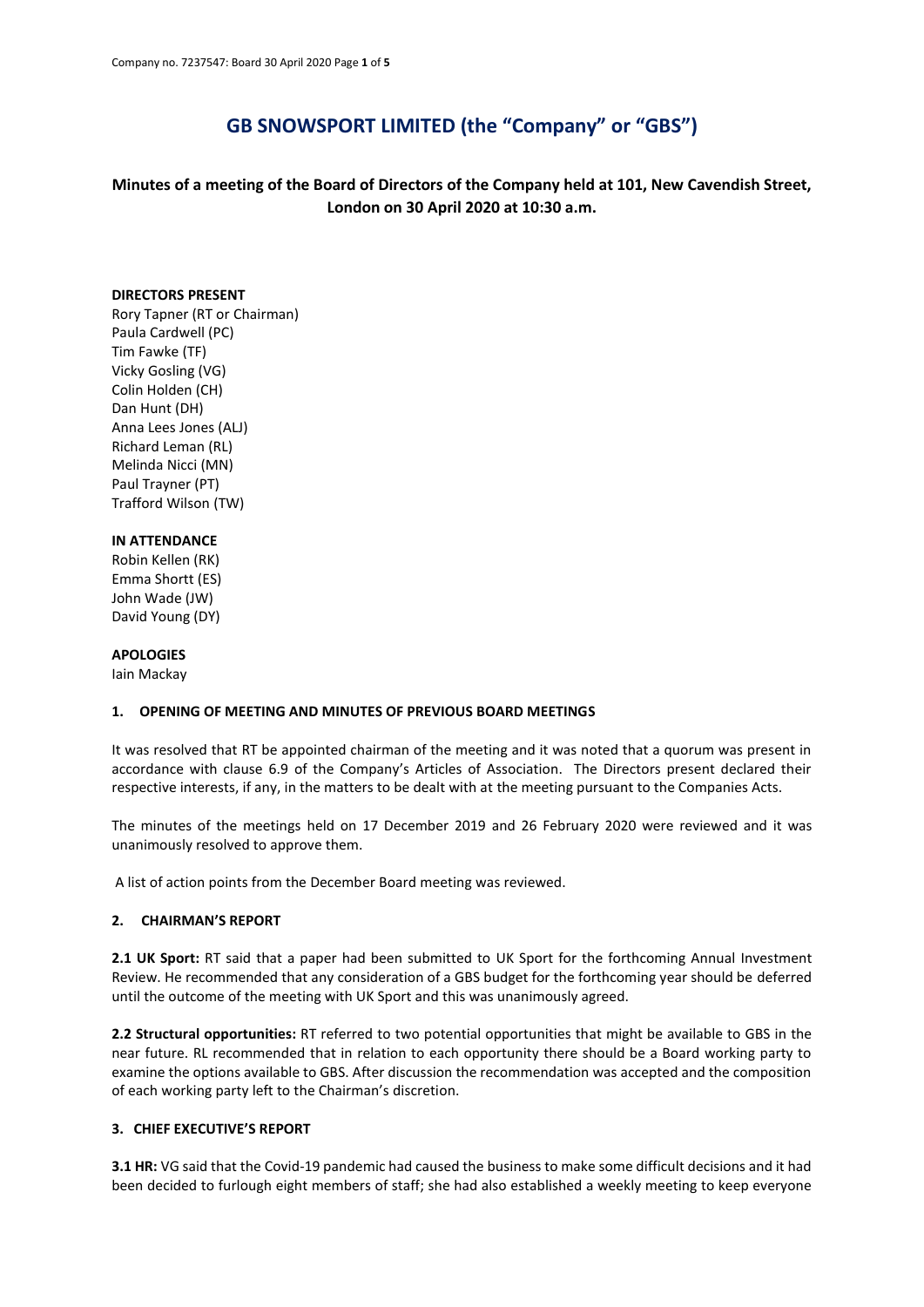# GB SNOWSPORT LIMITED (the "Company" or "GBS")

## Minutes of a meeting of the Board of Directors of the Company held at 101, New Cavendish Street, London on 30 April 2020 at 10:30 a.m.

**DIRECTORS PRESENT**
Rory Tapner (RT or Chairman)
Paula Cardwell (PC)
Tim Fawke (TF)
Vicky Gosling (VG)
Colin Holden (CH)
Dan Hunt (DH)
Anna Lees Jones (ALJ)
Richard Leman (RL)
Melinda Nicci (MN)
Paul Trayner (PT)
Trafford Wilson (TW)

**IN ATTENDANCE**
Robin Kellen (RK)
Emma Shortt (ES)
John Wade (JW)
David Young (DY)

**APOLOGIES**
Iain Mackay

### 1. OPENING OF MEETING AND MINUTES OF PREVIOUS BOARD MEETINGS

It was resolved that RT be appointed chairman of the meeting and it was noted that a quorum was present in accordance with clause 6.9 of the Company's Articles of Association. The Directors present declared their respective interests, if any, in the matters to be dealt with at the meeting pursuant to the Companies Acts.

The minutes of the meetings held on 17 December 2019 and 26 February 2020 were reviewed and it was unanimously resolved to approve them.

A list of action points from the December Board meeting was reviewed.

### 2. CHAIRMAN'S REPORT

**2.1 UK Sport:** RT said that a paper had been submitted to UK Sport for the forthcoming Annual Investment Review. He recommended that any consideration of a GBS budget for the forthcoming year should be deferred until the outcome of the meeting with UK Sport and this was unanimously agreed.

**2.2 Structural opportunities:** RT referred to two potential opportunities that might be available to GBS in the near future. RL recommended that in relation to each opportunity there should be a Board working party to examine the options available to GBS. After discussion the recommendation was accepted and the composition of each working party left to the Chairman's discretion.

### 3. CHIEF EXECUTIVE'S REPORT

**3.1 HR:** VG said that the Covid-19 pandemic had caused the business to make some difficult decisions and it had been decided to furlough eight members of staff; she had also established a weekly meeting to keep everyone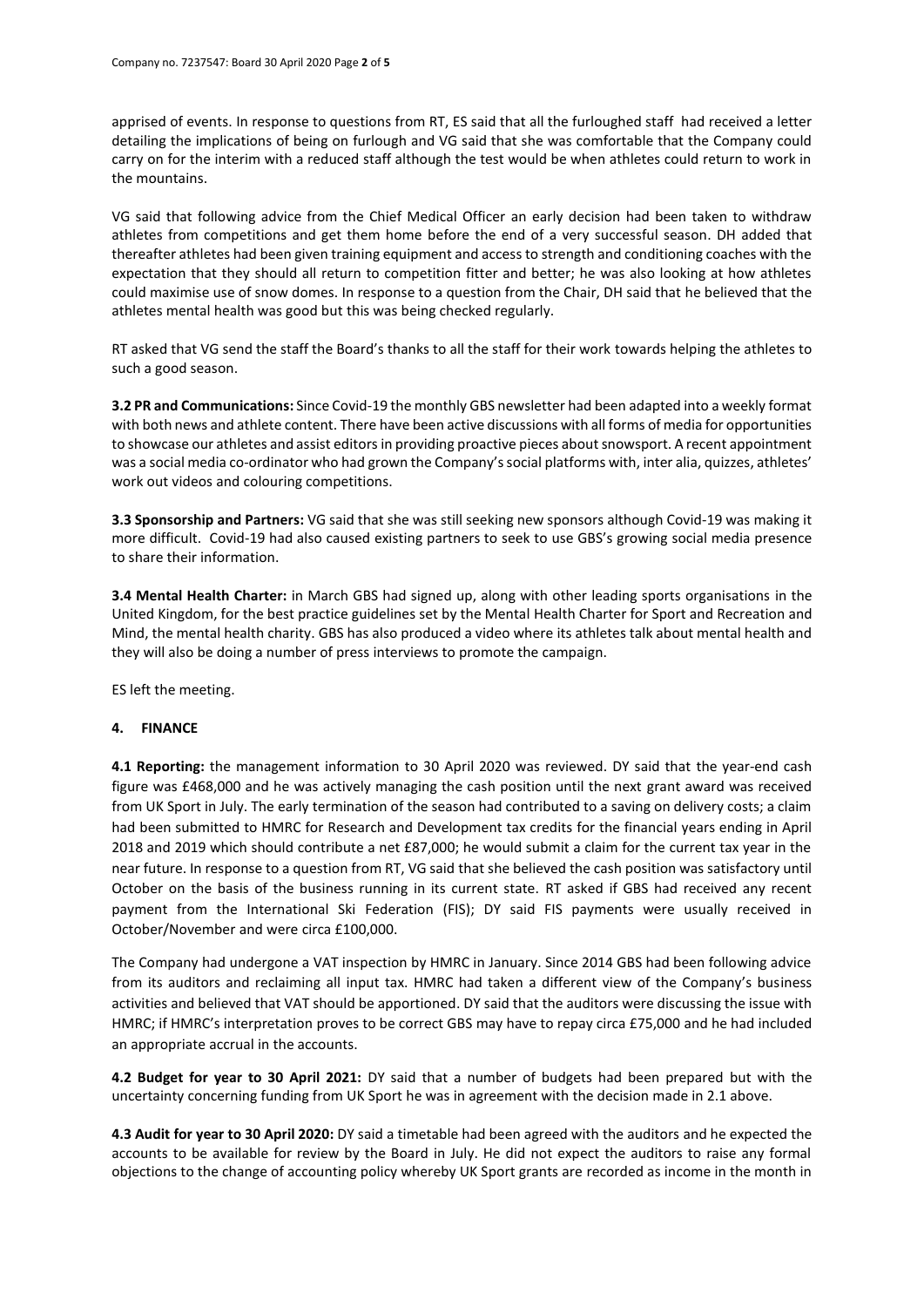apprised of events. In response to questions from RT, ES said that all the furloughed staff had received a letter detailing the implications of being on furlough and VG said that she was comfortable that the Company could carry on for the interim with a reduced staff although the test would be when athletes could return to work in the mountains.

VG said that following advice from the Chief Medical Officer an early decision had been taken to withdraw athletes from competitions and get them home before the end of a very successful season. DH added that thereafter athletes had been given training equipment and access to strength and conditioning coaches with the expectation that they should all return to competition fitter and better; he was also looking at how athletes could maximise use of snow domes. In response to a question from the Chair, DH said that he believed that the athletes mental health was good but this was being checked regularly.

RT asked that VG send the staff the Board's thanks to all the staff for their work towards helping the athletes to such a good season.

**3.2 PR and Communications:** Since Covid-19 the monthly GBS newsletter had been adapted into a weekly format with both news and athlete content. There have been active discussions with all forms of media for opportunities to showcase our athletes and assist editors in providing proactive pieces about snowsport. A recent appointment was a social media co-ordinator who had grown the Company's social platforms with, inter alia, quizzes, athletes' work out videos and colouring competitions.

**3.3 Sponsorship and Partners:** VG said that she was still seeking new sponsors although Covid-19 was making it more difficult. Covid-19 had also caused existing partners to seek to use GBS's growing social media presence to share their information.

**3.4 Mental Health Charter:** in March GBS had signed up, along with other leading sports organisations in the United Kingdom, for the best practice guidelines set by the Mental Health Charter for Sport and Recreation and Mind, the mental health charity. GBS has also produced a video where its athletes talk about mental health and they will also be doing a number of press interviews to promote the campaign.

ES left the meeting.

## 4. FINANCE

**4.1 Reporting:** the management information to 30 April 2020 was reviewed. DY said that the year-end cash figure was £468,000 and he was actively managing the cash position until the next grant award was received from UK Sport in July. The early termination of the season had contributed to a saving on delivery costs; a claim had been submitted to HMRC for Research and Development tax credits for the financial years ending in April 2018 and 2019 which should contribute a net £87,000; he would submit a claim for the current tax year in the near future. In response to a question from RT, VG said that she believed the cash position was satisfactory until October on the basis of the business running in its current state. RT asked if GBS had received any recent payment from the International Ski Federation (FIS); DY said FIS payments were usually received in October/November and were circa £100,000.

The Company had undergone a VAT inspection by HMRC in January. Since 2014 GBS had been following advice from its auditors and reclaiming all input tax. HMRC had taken a different view of the Company's business activities and believed that VAT should be apportioned. DY said that the auditors were discussing the issue with HMRC; if HMRC's interpretation proves to be correct GBS may have to repay circa £75,000 and he had included an appropriate accrual in the accounts.

**4.2 Budget for year to 30 April 2021:** DY said that a number of budgets had been prepared but with the uncertainty concerning funding from UK Sport he was in agreement with the decision made in 2.1 above.

**4.3 Audit for year to 30 April 2020:** DY said a timetable had been agreed with the auditors and he expected the accounts to be available for review by the Board in July. He did not expect the auditors to raise any formal objections to the change of accounting policy whereby UK Sport grants are recorded as income in the month in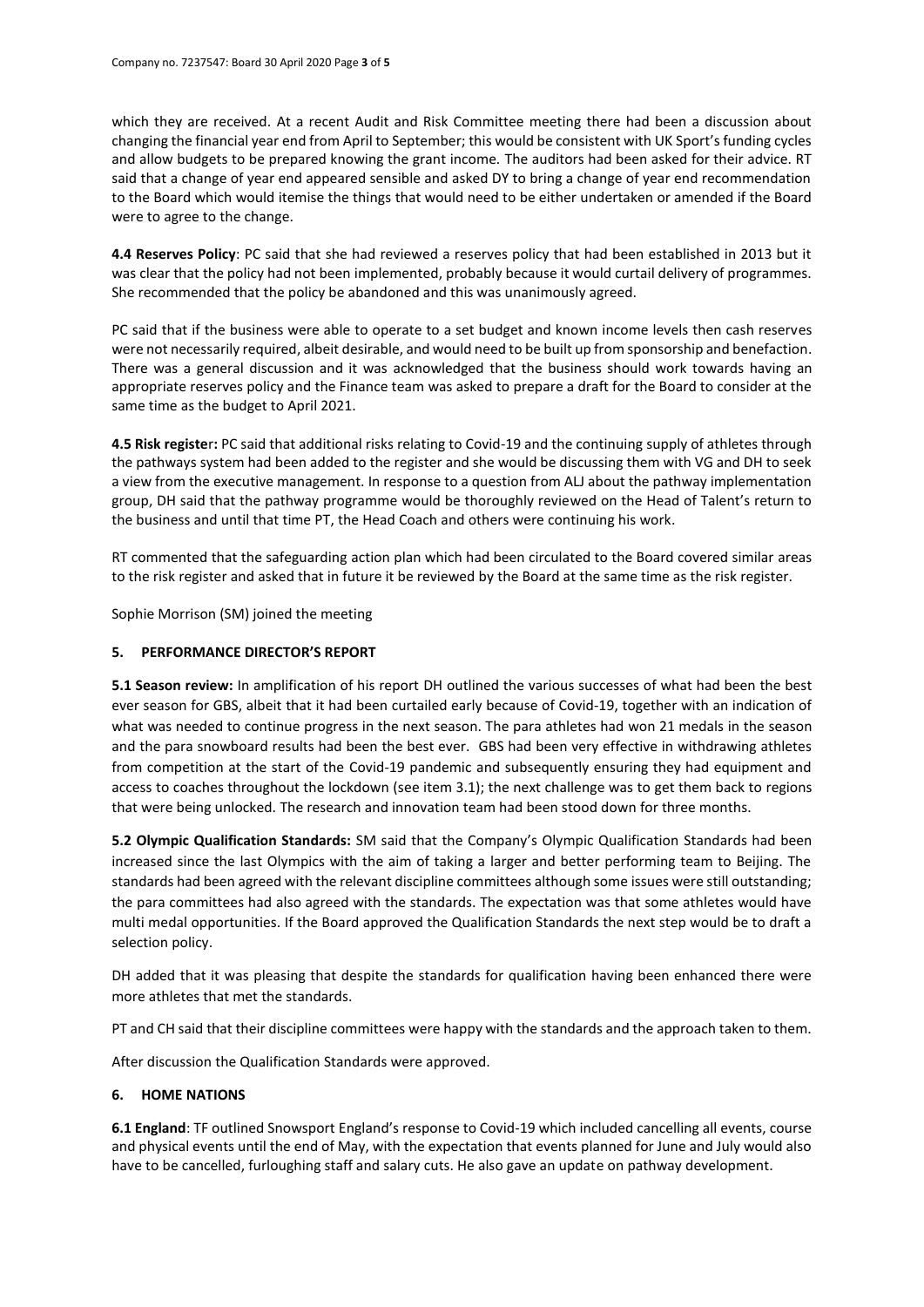which they are received. At a recent Audit and Risk Committee meeting there had been a discussion about changing the financial year end from April to September; this would be consistent with UK Sport's funding cycles and allow budgets to be prepared knowing the grant income. The auditors had been asked for their advice. RT said that a change of year end appeared sensible and asked DY to bring a change of year end recommendation to the Board which would itemise the things that would need to be either undertaken or amended if the Board were to agree to the change.

**4.4 Reserves Policy**: PC said that she had reviewed a reserves policy that had been established in 2013 but it was clear that the policy had not been implemented, probably because it would curtail delivery of programmes. She recommended that the policy be abandoned and this was unanimously agreed.

PC said that if the business were able to operate to a set budget and known income levels then cash reserves were not necessarily required, albeit desirable, and would need to be built up from sponsorship and benefaction. There was a general discussion and it was acknowledged that the business should work towards having an appropriate reserves policy and the Finance team was asked to prepare a draft for the Board to consider at the same time as the budget to April 2021.

**4.5 Risk register:** PC said that additional risks relating to Covid-19 and the continuing supply of athletes through the pathways system had been added to the register and she would be discussing them with VG and DH to seek a view from the executive management. In response to a question from ALJ about the pathway implementation group, DH said that the pathway programme would be thoroughly reviewed on the Head of Talent's return to the business and until that time PT, the Head Coach and others were continuing his work.

RT commented that the safeguarding action plan which had been circulated to the Board covered similar areas to the risk register and asked that in future it be reviewed by the Board at the same time as the risk register.

Sophie Morrison (SM) joined the meeting

## 5. PERFORMANCE DIRECTOR'S REPORT

**5.1 Season review:** In amplification of his report DH outlined the various successes of what had been the best ever season for GBS, albeit that it had been curtailed early because of Covid-19, together with an indication of what was needed to continue progress in the next season. The para athletes had won 21 medals in the season and the para snowboard results had been the best ever. GBS had been very effective in withdrawing athletes from competition at the start of the Covid-19 pandemic and subsequently ensuring they had equipment and access to coaches throughout the lockdown (see item 3.1); the next challenge was to get them back to regions that were being unlocked. The research and innovation team had been stood down for three months.

**5.2 Olympic Qualification Standards:** SM said that the Company's Olympic Qualification Standards had been increased since the last Olympics with the aim of taking a larger and better performing team to Beijing. The standards had been agreed with the relevant discipline committees although some issues were still outstanding; the para committees had also agreed with the standards. The expectation was that some athletes would have multi medal opportunities. If the Board approved the Qualification Standards the next step would be to draft a selection policy.

DH added that it was pleasing that despite the standards for qualification having been enhanced there were more athletes that met the standards.

PT and CH said that their discipline committees were happy with the standards and the approach taken to them.

After discussion the Qualification Standards were approved.

## 6. HOME NATIONS

**6.1 England**: TF outlined Snowsport England's response to Covid-19 which included cancelling all events, course and physical events until the end of May, with the expectation that events planned for June and July would also have to be cancelled, furloughing staff and salary cuts. He also gave an update on pathway development.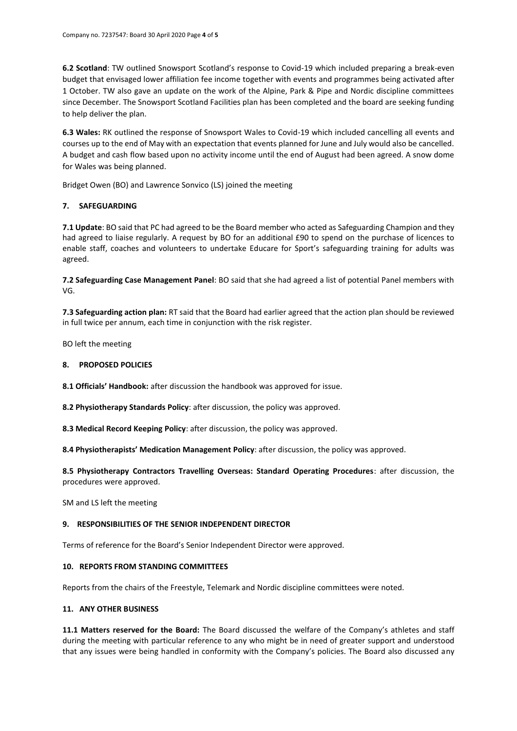**6.2 Scotland**: TW outlined Snowsport Scotland's response to Covid-19 which included preparing a break-even budget that envisaged lower affiliation fee income together with events and programmes being activated after 1 October. TW also gave an update on the work of the Alpine, Park & Pipe and Nordic discipline committees since December. The Snowsport Scotland Facilities plan has been completed and the board are seeking funding to help deliver the plan.

**6.3 Wales:** RK outlined the response of Snowsport Wales to Covid-19 which included cancelling all events and courses up to the end of May with an expectation that events planned for June and July would also be cancelled. A budget and cash flow based upon no activity income until the end of August had been agreed. A snow dome for Wales was being planned.

Bridget Owen (BO) and Lawrence Sonvico (LS) joined the meeting

## 7. SAFEGUARDING

**7.1 Update**: BO said that PC had agreed to be the Board member who acted as Safeguarding Champion and they had agreed to liaise regularly. A request by BO for an additional £90 to spend on the purchase of licences to enable staff, coaches and volunteers to undertake Educare for Sport's safeguarding training for adults was agreed.

**7.2 Safeguarding Case Management Panel**: BO said that she had agreed a list of potential Panel members with VG.

**7.3 Safeguarding action plan:** RT said that the Board had earlier agreed that the action plan should be reviewed in full twice per annum, each time in conjunction with the risk register.

BO left the meeting

## 8. PROPOSED POLICIES

**8.1 Officials' Handbook:** after discussion the handbook was approved for issue.

**8.2 Physiotherapy Standards Policy**: after discussion, the policy was approved.

**8.3 Medical Record Keeping Policy**: after discussion, the policy was approved.

**8.4 Physiotherapists' Medication Management Policy**: after discussion, the policy was approved.

**8.5 Physiotherapy Contractors Travelling Overseas: Standard Operating Procedures**: after discussion, the procedures were approved.

SM and LS left the meeting

## 9. RESPONSIBILITIES OF THE SENIOR INDEPENDENT DIRECTOR

Terms of reference for the Board's Senior Independent Director were approved.

## 10. REPORTS FROM STANDING COMMITTEES

Reports from the chairs of the Freestyle, Telemark and Nordic discipline committees were noted.

## 11. ANY OTHER BUSINESS

**11.1 Matters reserved for the Board:** The Board discussed the welfare of the Company's athletes and staff during the meeting with particular reference to any who might be in need of greater support and understood that any issues were being handled in conformity with the Company's policies. The Board also discussed any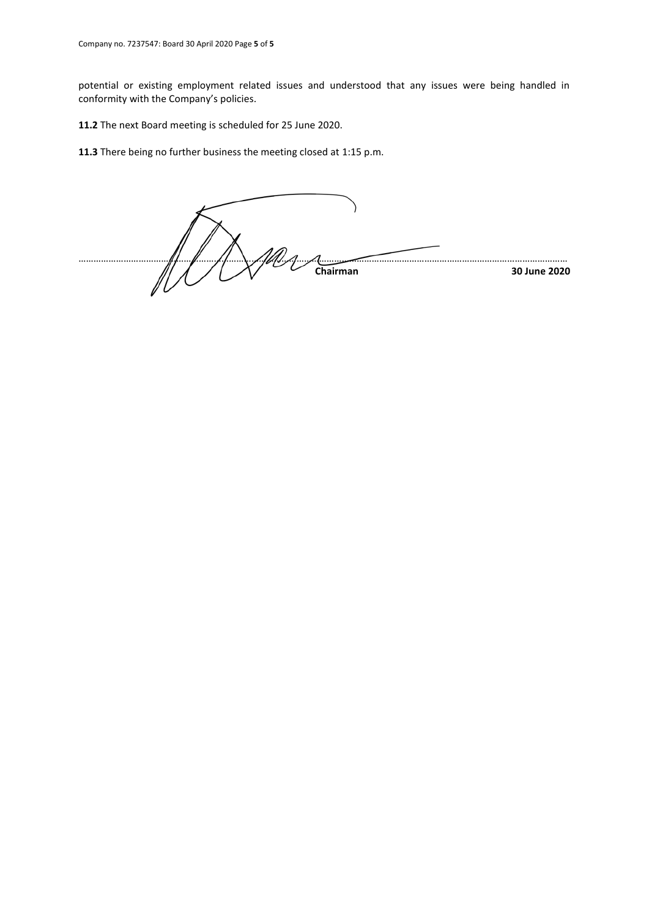potential or existing employment related issues and understood that any issues were being handled in conformity with the Company's policies.

**11.2** The next Board meeting is scheduled for 25 June 2020.

**11.3** There being no further business the meeting closed at 1:15 p.m.

……………………………………………………………………………………………………………………………………………………
**Chairman** **30 June 2020**